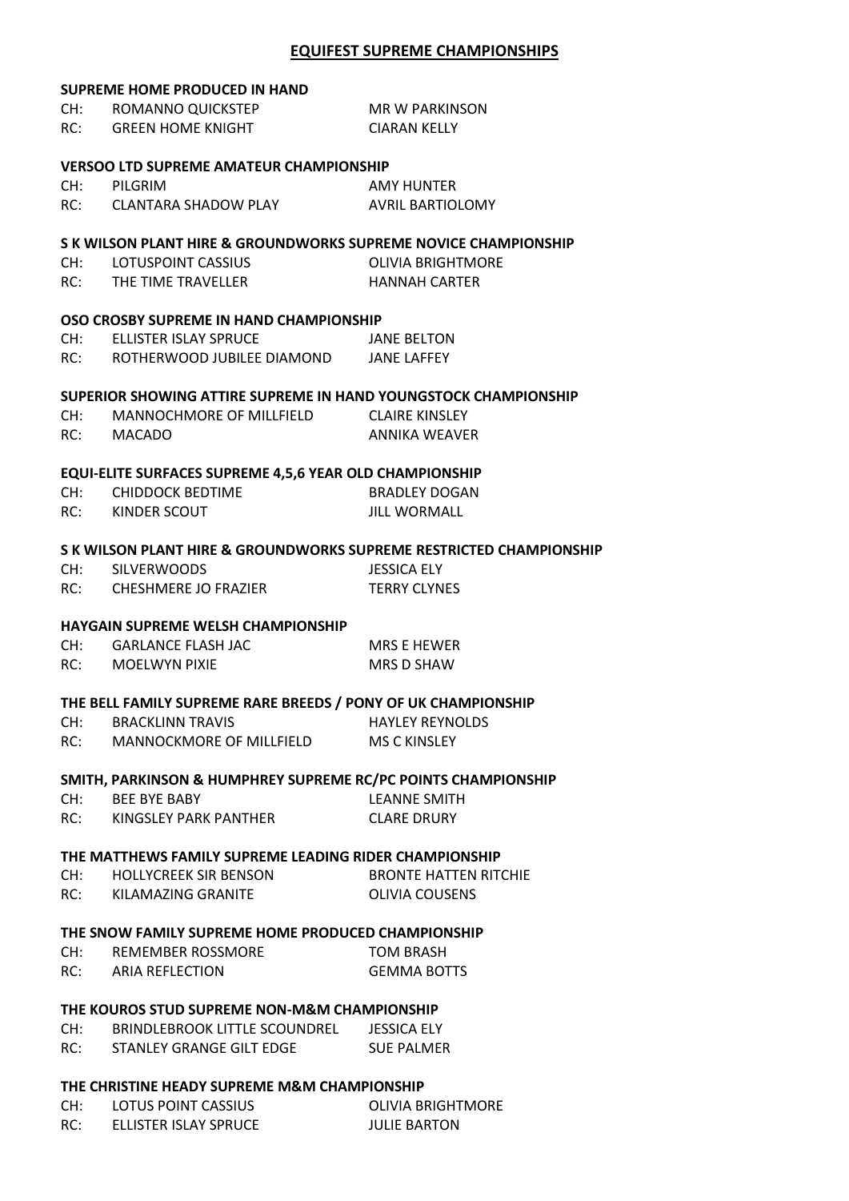# EQUIFEST SUPREME CHAMPIONSHIPS

**SUPREME HOME PRODUCED IN HAND**

| | | |
|---|---|---|
| CH: | ROMANNO QUICKSTEP | MR W PARKINSON |
| RC: | GREEN HOME KNIGHT | CIARAN KELLY |

**VERSOO LTD SUPREME AMATEUR CHAMPIONSHIP**

| | | |
|---|---|---|
| CH: | PILGRIM | AMY HUNTER |
| RC: | CLANTARA SHADOW PLAY | AVRIL BARTIOLOMY |

**S K WILSON PLANT HIRE & GROUNDWORKS SUPREME NOVICE CHAMPIONSHIP**

| | | |
|---|---|---|
| CH: | LOTUSPOINT CASSIUS | OLIVIA BRIGHTMORE |
| RC: | THE TIME TRAVELLER | HANNAH CARTER |

**OSO CROSBY SUPREME IN HAND CHAMPIONSHIP**

| | | |
|---|---|---|
| CH: | ELLISTER ISLAY SPRUCE | JANE BELTON |
| RC: | ROTHERWOOD JUBILEE DIAMOND | JANE LAFFEY |

**SUPERIOR SHOWING ATTIRE SUPREME IN HAND YOUNGSTOCK CHAMPIONSHIP**

| | | |
|---|---|---|
| CH: | MANNOCHMORE OF MILLFIELD | CLAIRE KINSLEY |
| RC: | MACADO | ANNIKA WEAVER |

**EQUI-ELITE SURFACES SUPREME 4,5,6 YEAR OLD CHAMPIONSHIP**

| | | |
|---|---|---|
| CH: | CHIDDOCK BEDTIME | BRADLEY DOGAN |
| RC: | KINDER SCOUT | JILL WORMALL |

**S K WILSON PLANT HIRE & GROUNDWORKS SUPREME RESTRICTED CHAMPIONSHIP**

| | | |
|---|---|---|
| CH: | SILVERWOODS | JESSICA ELY |
| RC: | CHESHMERE JO FRAZIER | TERRY CLYNES |

**HAYGAIN SUPREME WELSH CHAMPIONSHIP**

| | | |
|---|---|---|
| CH: | GARLANCE FLASH JAC | MRS E HEWER |
| RC: | MOELWYN PIXIE | MRS D SHAW |

**THE BELL FAMILY SUPREME RARE BREEDS / PONY OF UK CHAMPIONSHIP**

| | | |
|---|---|---|
| CH: | BRACKLINN TRAVIS | HAYLEY REYNOLDS |
| RC: | MANNOCKMORE OF MILLFIELD | MS C KINSLEY |

**SMITH, PARKINSON & HUMPHREY SUPREME RC/PC POINTS CHAMPIONSHIP**

| | | |
|---|---|---|
| CH: | BEE BYE BABY | LEANNE SMITH |
| RC: | KINGSLEY PARK PANTHER | CLARE DRURY |

**THE MATTHEWS FAMILY SUPREME LEADING RIDER CHAMPIONSHIP**

| | | |
|---|---|---|
| CH: | HOLLYCREEK SIR BENSON | BRONTE HATTEN RITCHIE |
| RC: | KILAMAZING GRANITE | OLIVIA COUSENS |

**THE SNOW FAMILY SUPREME HOME PRODUCED CHAMPIONSHIP**

| | | |
|---|---|---|
| CH: | REMEMBER ROSSMORE | TOM BRASH |
| RC: | ARIA REFLECTION | GEMMA BOTTS |

**THE KOUROS STUD SUPREME NON-M&M CHAMPIONSHIP**

| | | |
|---|---|---|
| CH: | BRINDLEBROOK LITTLE SCOUNDREL | JESSICA ELY |
| RC: | STANLEY GRANGE GILT EDGE | SUE PALMER |

**THE CHRISTINE HEADY SUPREME M&M CHAMPIONSHIP**

| | | |
|---|---|---|
| CH: | LOTUS POINT CASSIUS | OLIVIA BRIGHTMORE |
| RC: | ELLISTER ISLAY SPRUCE | JULIE BARTON |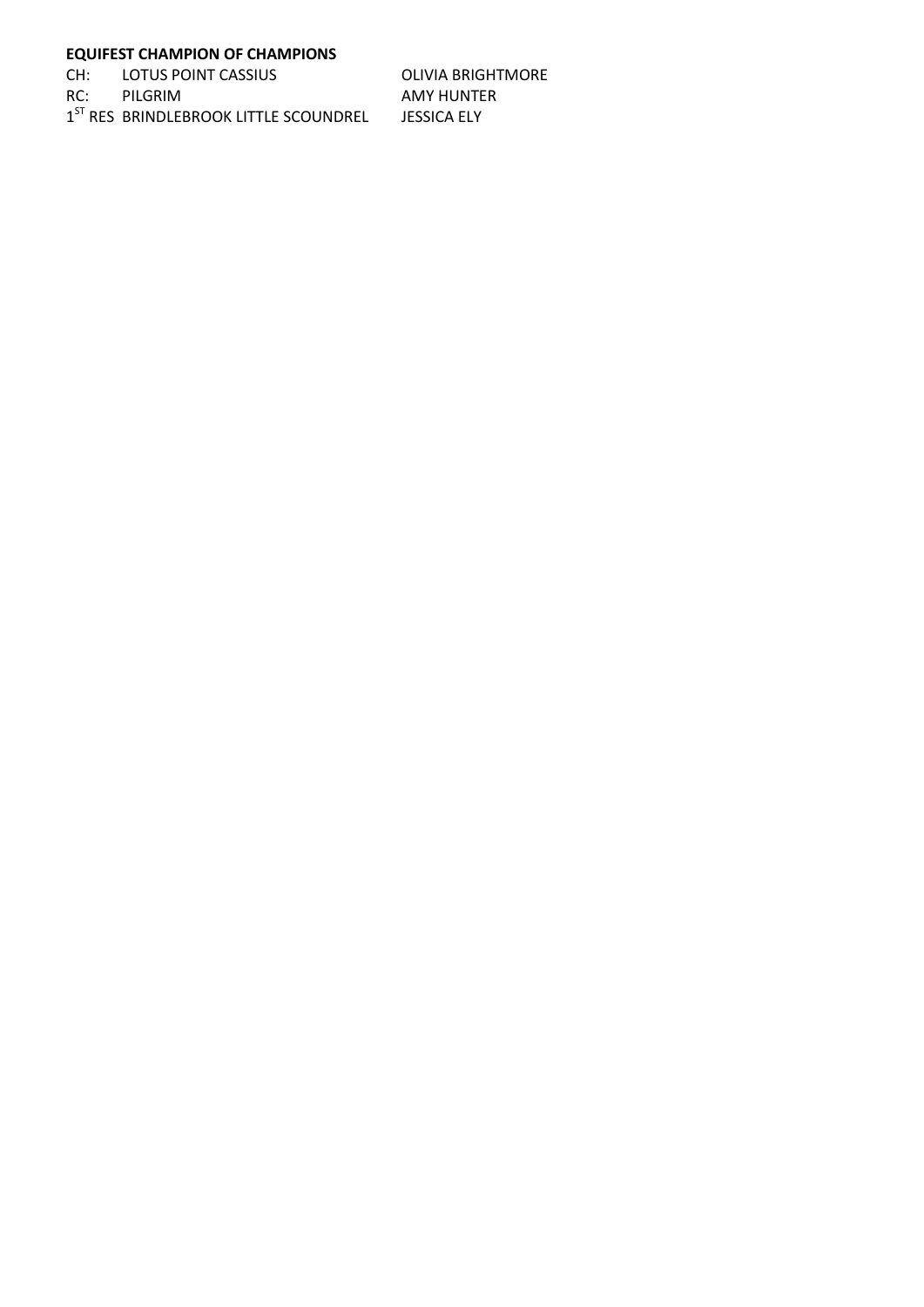**EQUIFEST CHAMPION OF CHAMPIONS**

| | | |
|---|---|---|
| CH: | LOTUS POINT CASSIUS | OLIVIA BRIGHTMORE |
| RC: | PILGRIM | AMY HUNTER |
| 1ST RES | BRINDLEBROOK LITTLE SCOUNDREL | JESSICA ELY |